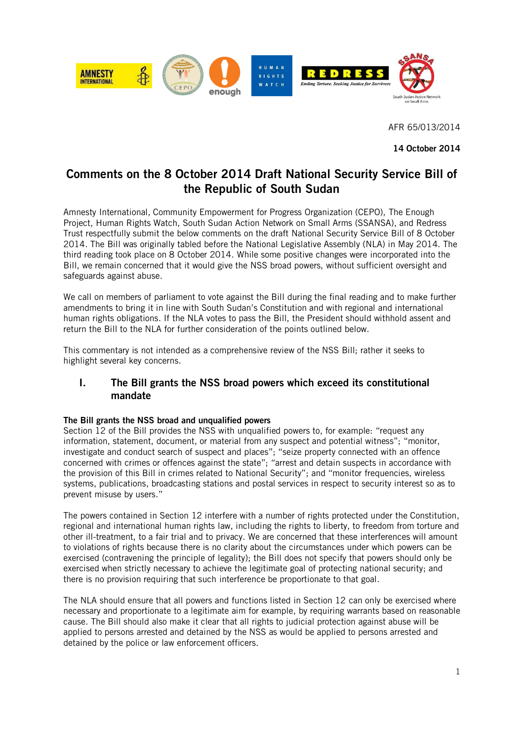AFR 65/013/2014

**14 October 2014**

# Comments on the 8 October 2014 Draft National Security Service Bill of the Republic of South Sudan

Amnesty International, Community Empowerment for Progress Organization (CEPO), The Enough Project, Human Rights Watch, South Sudan Action Network on Small Arms (SSANSA), and Redress Trust respectfully submit the below comments on the draft National Security Service Bill of 8 October 2014. The Bill was originally tabled before the National Legislative Assembly (NLA) in May 2014. The third reading took place on 8 October 2014. While some positive changes were incorporated into the Bill, we remain concerned that it would give the NSS broad powers, without sufficient oversight and safeguards against abuse.

We call on members of parliament to vote against the Bill during the final reading and to make further amendments to bring it in line with South Sudan's Constitution and with regional and international human rights obligations. If the NLA votes to pass the Bill, the President should withhold assent and return the Bill to the NLA for further consideration of the points outlined below.

This commentary is not intended as a comprehensive review of the NSS Bill; rather it seeks to highlight several key concerns.

## I. The Bill grants the NSS broad powers which exceed its constitutional mandate

**The Bill grants the NSS broad and unqualified powers**

Section 12 of the Bill provides the NSS with unqualified powers to, for example: "request any information, statement, document, or material from any suspect and potential witness"; "monitor, investigate and conduct search of suspect and places"; "seize property connected with an offence concerned with crimes or offences against the state"; "arrest and detain suspects in accordance with the provision of this Bill in crimes related to National Security"; and "monitor frequencies, wireless systems, publications, broadcasting stations and postal services in respect to security interest so as to prevent misuse by users."

The powers contained in Section 12 interfere with a number of rights protected under the Constitution, regional and international human rights law, including the rights to liberty, to freedom from torture and other ill-treatment, to a fair trial and to privacy. We are concerned that these interferences will amount to violations of rights because there is no clarity about the circumstances under which powers can be exercised (contravening the principle of legality); the Bill does not specify that powers should only be exercised when strictly necessary to achieve the legitimate goal of protecting national security; and there is no provision requiring that such interference be proportionate to that goal.

The NLA should ensure that all powers and functions listed in Section 12 can only be exercised where necessary and proportionate to a legitimate aim for example, by requiring warrants based on reasonable cause. The Bill should also make it clear that all rights to judicial protection against abuse will be applied to persons arrested and detained by the NSS as would be applied to persons arrested and detained by the police or law enforcement officers.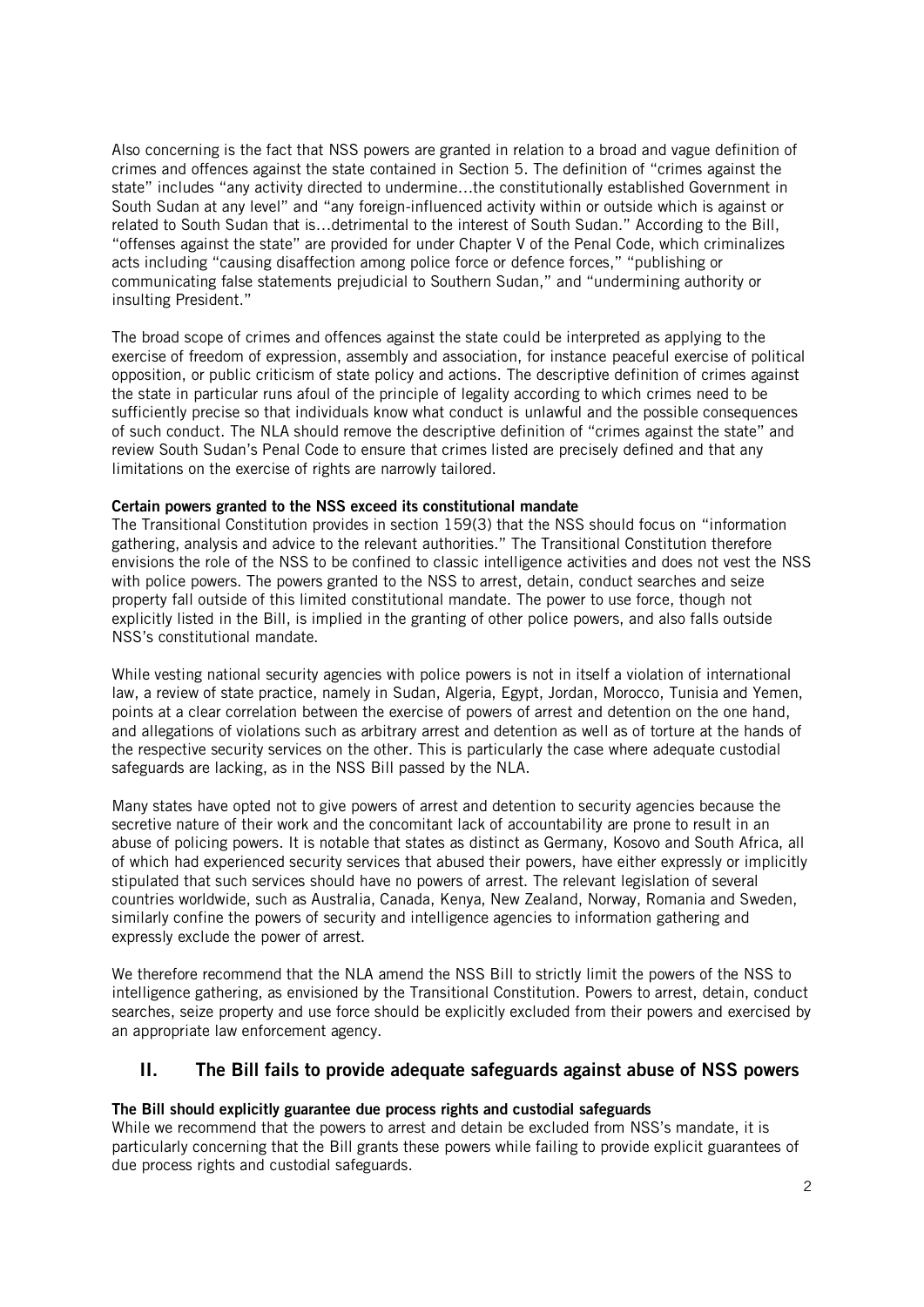Also concerning is the fact that NSS powers are granted in relation to a broad and vague definition of crimes and offences against the state contained in Section 5. The definition of "crimes against the state" includes "any activity directed to undermine…the constitutionally established Government in South Sudan at any level" and "any foreign-influenced activity within or outside which is against or related to South Sudan that is…detrimental to the interest of South Sudan." According to the Bill, "offenses against the state" are provided for under Chapter V of the Penal Code, which criminalizes acts including "causing disaffection among police force or defence forces," "publishing or communicating false statements prejudicial to Southern Sudan," and "undermining authority or insulting President."

The broad scope of crimes and offences against the state could be interpreted as applying to the exercise of freedom of expression, assembly and association, for instance peaceful exercise of political opposition, or public criticism of state policy and actions. The descriptive definition of crimes against the state in particular runs afoul of the principle of legality according to which crimes need to be sufficiently precise so that individuals know what conduct is unlawful and the possible consequences of such conduct. The NLA should remove the descriptive definition of "crimes against the state" and review South Sudan's Penal Code to ensure that crimes listed are precisely defined and that any limitations on the exercise of rights are narrowly tailored.

**Certain powers granted to the NSS exceed its constitutional mandate**

The Transitional Constitution provides in section 159(3) that the NSS should focus on "information gathering, analysis and advice to the relevant authorities." The Transitional Constitution therefore envisions the role of the NSS to be confined to classic intelligence activities and does not vest the NSS with police powers. The powers granted to the NSS to arrest, detain, conduct searches and seize property fall outside of this limited constitutional mandate. The power to use force, though not explicitly listed in the Bill, is implied in the granting of other police powers, and also falls outside NSS's constitutional mandate.

While vesting national security agencies with police powers is not in itself a violation of international law, a review of state practice, namely in Sudan, Algeria, Egypt, Jordan, Morocco, Tunisia and Yemen, points at a clear correlation between the exercise of powers of arrest and detention on the one hand, and allegations of violations such as arbitrary arrest and detention as well as of torture at the hands of the respective security services on the other. This is particularly the case where adequate custodial safeguards are lacking, as in the NSS Bill passed by the NLA.

Many states have opted not to give powers of arrest and detention to security agencies because the secretive nature of their work and the concomitant lack of accountability are prone to result in an abuse of policing powers. It is notable that states as distinct as Germany, Kosovo and South Africa, all of which had experienced security services that abused their powers, have either expressly or implicitly stipulated that such services should have no powers of arrest. The relevant legislation of several countries worldwide, such as Australia, Canada, Kenya, New Zealand, Norway, Romania and Sweden, similarly confine the powers of security and intelligence agencies to information gathering and expressly exclude the power of arrest.

We therefore recommend that the NLA amend the NSS Bill to strictly limit the powers of the NSS to intelligence gathering, as envisioned by the Transitional Constitution. Powers to arrest, detain, conduct searches, seize property and use force should be explicitly excluded from their powers and exercised by an appropriate law enforcement agency.

## II. The Bill fails to provide adequate safeguards against abuse of NSS powers

**The Bill should explicitly guarantee due process rights and custodial safeguards**

While we recommend that the powers to arrest and detain be excluded from NSS's mandate, it is particularly concerning that the Bill grants these powers while failing to provide explicit guarantees of due process rights and custodial safeguards.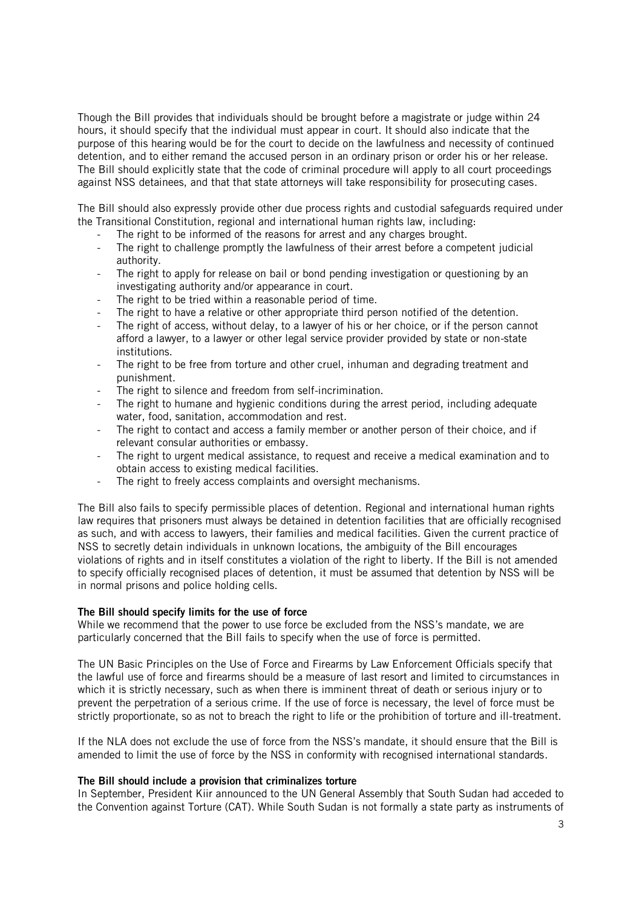Though the Bill provides that individuals should be brought before a magistrate or judge within 24 hours, it should specify that the individual must appear in court. It should also indicate that the purpose of this hearing would be for the court to decide on the lawfulness and necessity of continued detention, and to either remand the accused person in an ordinary prison or order his or her release. The Bill should explicitly state that the code of criminal procedure will apply to all court proceedings against NSS detainees, and that that state attorneys will take responsibility for prosecuting cases.

The Bill should also expressly provide other due process rights and custodial safeguards required under the Transitional Constitution, regional and international human rights law, including:

- The right to be informed of the reasons for arrest and any charges brought.
- The right to challenge promptly the lawfulness of their arrest before a competent judicial authority.
- The right to apply for release on bail or bond pending investigation or questioning by an investigating authority and/or appearance in court.
- The right to be tried within a reasonable period of time.
- The right to have a relative or other appropriate third person notified of the detention.
- The right of access, without delay, to a lawyer of his or her choice, or if the person cannot afford a lawyer, to a lawyer or other legal service provider provided by state or non-state institutions.
- The right to be free from torture and other cruel, inhuman and degrading treatment and punishment.
- The right to silence and freedom from self-incrimination.
- The right to humane and hygienic conditions during the arrest period, including adequate water, food, sanitation, accommodation and rest.
- The right to contact and access a family member or another person of their choice, and if relevant consular authorities or embassy.
- The right to urgent medical assistance, to request and receive a medical examination and to obtain access to existing medical facilities.
- The right to freely access complaints and oversight mechanisms.

The Bill also fails to specify permissible places of detention. Regional and international human rights law requires that prisoners must always be detained in detention facilities that are officially recognised as such, and with access to lawyers, their families and medical facilities. Given the current practice of NSS to secretly detain individuals in unknown locations, the ambiguity of the Bill encourages violations of rights and in itself constitutes a violation of the right to liberty. If the Bill is not amended to specify officially recognised places of detention, it must be assumed that detention by NSS will be in normal prisons and police holding cells.

**The Bill should specify limits for the use of force**

While we recommend that the power to use force be excluded from the NSS's mandate, we are particularly concerned that the Bill fails to specify when the use of force is permitted.

The UN Basic Principles on the Use of Force and Firearms by Law Enforcement Officials specify that the lawful use of force and firearms should be a measure of last resort and limited to circumstances in which it is strictly necessary, such as when there is imminent threat of death or serious injury or to prevent the perpetration of a serious crime. If the use of force is necessary, the level of force must be strictly proportionate, so as not to breach the right to life or the prohibition of torture and ill-treatment.

If the NLA does not exclude the use of force from the NSS's mandate, it should ensure that the Bill is amended to limit the use of force by the NSS in conformity with recognised international standards.

**The Bill should include a provision that criminalizes torture**

In September, President Kiir announced to the UN General Assembly that South Sudan had acceded to the Convention against Torture (CAT). While South Sudan is not formally a state party as instruments of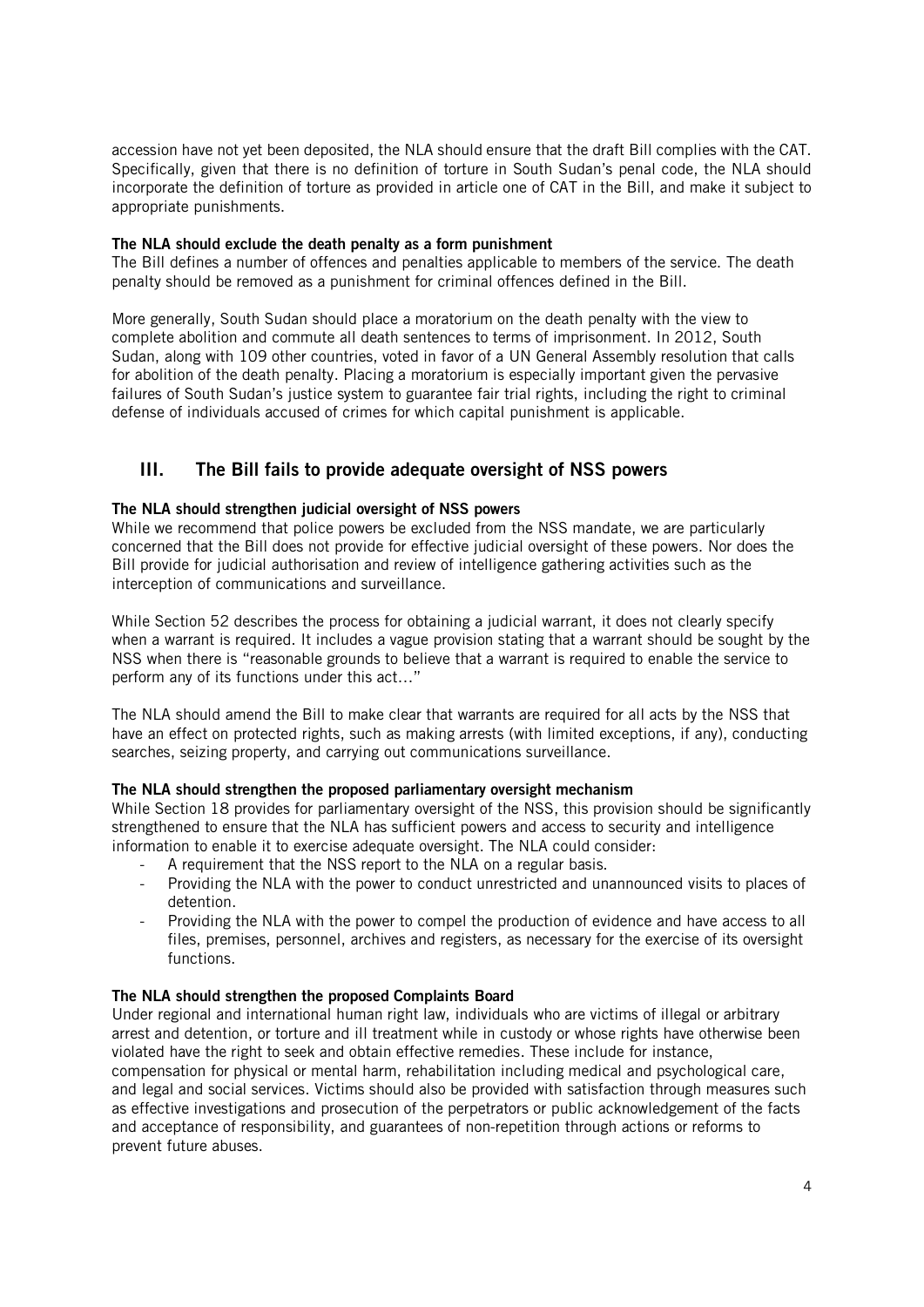accession have not yet been deposited, the NLA should ensure that the draft Bill complies with the CAT. Specifically, given that there is no definition of torture in South Sudan's penal code, the NLA should incorporate the definition of torture as provided in article one of CAT in the Bill, and make it subject to appropriate punishments.

**The NLA should exclude the death penalty as a form punishment**

The Bill defines a number of offences and penalties applicable to members of the service. The death penalty should be removed as a punishment for criminal offences defined in the Bill.

More generally, South Sudan should place a moratorium on the death penalty with the view to complete abolition and commute all death sentences to terms of imprisonment. In 2012, South Sudan, along with 109 other countries, voted in favor of a UN General Assembly resolution that calls for abolition of the death penalty. Placing a moratorium is especially important given the pervasive failures of South Sudan's justice system to guarantee fair trial rights, including the right to criminal defense of individuals accused of crimes for which capital punishment is applicable.

## III. The Bill fails to provide adequate oversight of NSS powers

**The NLA should strengthen judicial oversight of NSS powers**

While we recommend that police powers be excluded from the NSS mandate, we are particularly concerned that the Bill does not provide for effective judicial oversight of these powers. Nor does the Bill provide for judicial authorisation and review of intelligence gathering activities such as the interception of communications and surveillance.

While Section 52 describes the process for obtaining a judicial warrant, it does not clearly specify when a warrant is required. It includes a vague provision stating that a warrant should be sought by the NSS when there is "reasonable grounds to believe that a warrant is required to enable the service to perform any of its functions under this act…"

The NLA should amend the Bill to make clear that warrants are required for all acts by the NSS that have an effect on protected rights, such as making arrests (with limited exceptions, if any), conducting searches, seizing property, and carrying out communications surveillance.

**The NLA should strengthen the proposed parliamentary oversight mechanism**

While Section 18 provides for parliamentary oversight of the NSS, this provision should be significantly strengthened to ensure that the NLA has sufficient powers and access to security and intelligence information to enable it to exercise adequate oversight. The NLA could consider:

- A requirement that the NSS report to the NLA on a regular basis.
- Providing the NLA with the power to conduct unrestricted and unannounced visits to places of detention.
- Providing the NLA with the power to compel the production of evidence and have access to all files, premises, personnel, archives and registers, as necessary for the exercise of its oversight functions.

**The NLA should strengthen the proposed Complaints Board**

Under regional and international human right law, individuals who are victims of illegal or arbitrary arrest and detention, or torture and ill treatment while in custody or whose rights have otherwise been violated have the right to seek and obtain effective remedies. These include for instance, compensation for physical or mental harm, rehabilitation including medical and psychological care, and legal and social services. Victims should also be provided with satisfaction through measures such as effective investigations and prosecution of the perpetrators or public acknowledgement of the facts and acceptance of responsibility, and guarantees of non-repetition through actions or reforms to prevent future abuses.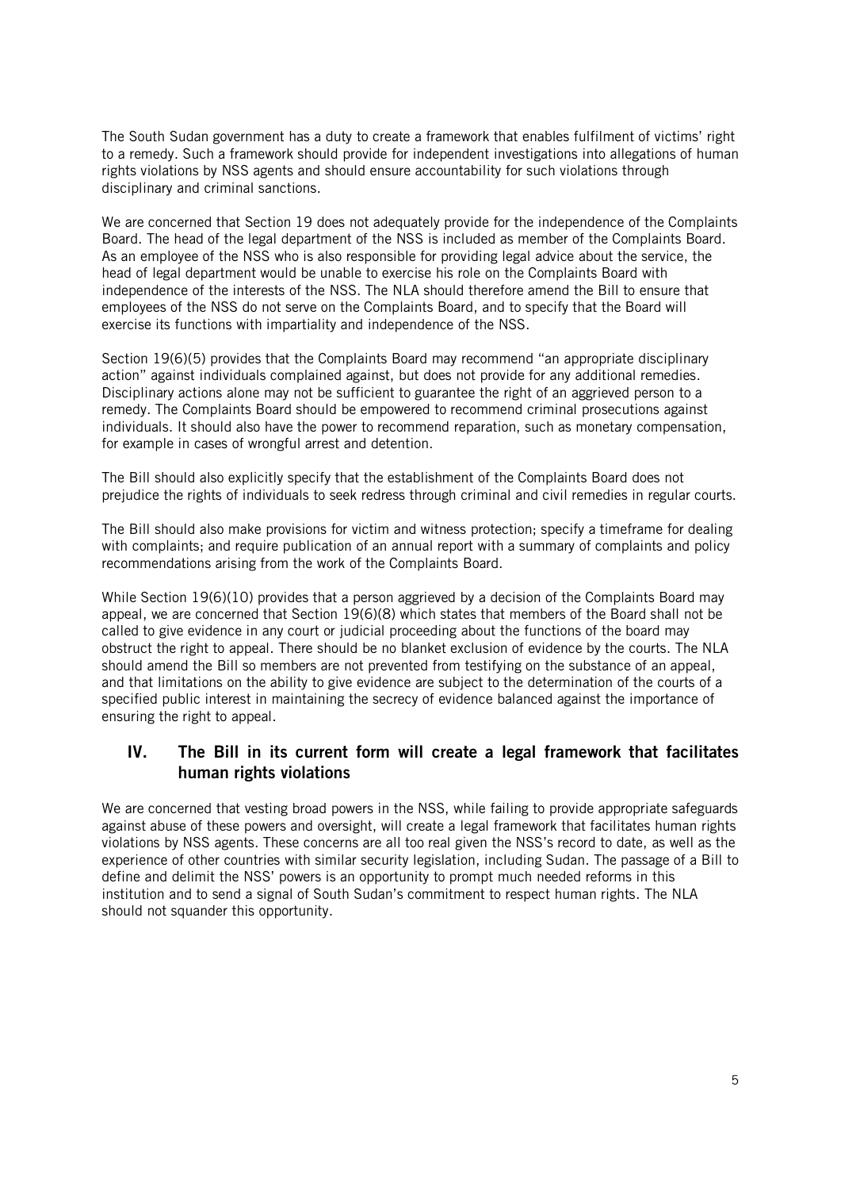The South Sudan government has a duty to create a framework that enables fulfilment of victims' right to a remedy. Such a framework should provide for independent investigations into allegations of human rights violations by NSS agents and should ensure accountability for such violations through disciplinary and criminal sanctions.

We are concerned that Section 19 does not adequately provide for the independence of the Complaints Board. The head of the legal department of the NSS is included as member of the Complaints Board. As an employee of the NSS who is also responsible for providing legal advice about the service, the head of legal department would be unable to exercise his role on the Complaints Board with independence of the interests of the NSS. The NLA should therefore amend the Bill to ensure that employees of the NSS do not serve on the Complaints Board, and to specify that the Board will exercise its functions with impartiality and independence of the NSS.

Section 19(6)(5) provides that the Complaints Board may recommend "an appropriate disciplinary action" against individuals complained against, but does not provide for any additional remedies. Disciplinary actions alone may not be sufficient to guarantee the right of an aggrieved person to a remedy. The Complaints Board should be empowered to recommend criminal prosecutions against individuals. It should also have the power to recommend reparation, such as monetary compensation, for example in cases of wrongful arrest and detention.

The Bill should also explicitly specify that the establishment of the Complaints Board does not prejudice the rights of individuals to seek redress through criminal and civil remedies in regular courts.

The Bill should also make provisions for victim and witness protection; specify a timeframe for dealing with complaints; and require publication of an annual report with a summary of complaints and policy recommendations arising from the work of the Complaints Board.

While Section 19(6)(10) provides that a person aggrieved by a decision of the Complaints Board may appeal, we are concerned that Section 19(6)(8) which states that members of the Board shall not be called to give evidence in any court or judicial proceeding about the functions of the board may obstruct the right to appeal. There should be no blanket exclusion of evidence by the courts. The NLA should amend the Bill so members are not prevented from testifying on the substance of an appeal, and that limitations on the ability to give evidence are subject to the determination of the courts of a specified public interest in maintaining the secrecy of evidence balanced against the importance of ensuring the right to appeal.

## IV. The Bill in its current form will create a legal framework that facilitates human rights violations

We are concerned that vesting broad powers in the NSS, while failing to provide appropriate safeguards against abuse of these powers and oversight, will create a legal framework that facilitates human rights violations by NSS agents. These concerns are all too real given the NSS's record to date, as well as the experience of other countries with similar security legislation, including Sudan. The passage of a Bill to define and delimit the NSS' powers is an opportunity to prompt much needed reforms in this institution and to send a signal of South Sudan's commitment to respect human rights. The NLA should not squander this opportunity.